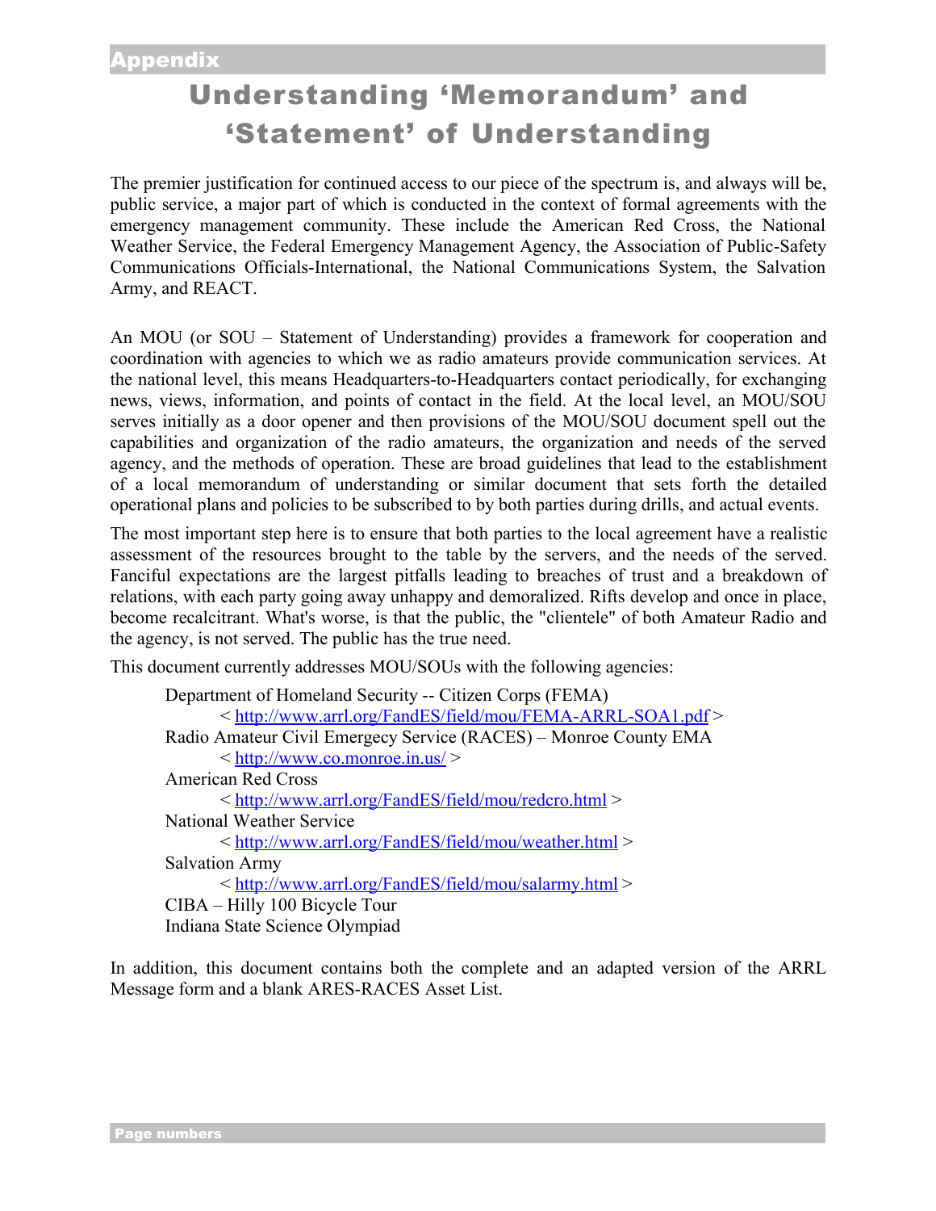# Appendix

# Understanding 'Memorandum' and 'Statement' of Understanding

The premier justification for continued access to our piece of the spectrum is, and always will be, public service, a major part of which is conducted in the context of formal agreements with the emergency management community. These include the American Red Cross, the National Weather Service, the Federal Emergency Management Agency, the Association of Public-Safety Communications Officials-International, the National Communications System, the Salvation Army, and REACT.

An MOU (or SOU – Statement of Understanding) provides a framework for cooperation and coordination with agencies to which we as radio amateurs provide communication services. At the national level, this means Headquarters-to-Headquarters contact periodically, for exchanging news, views, information, and points of contact in the field. At the local level, an MOU/SOU serves initially as a door opener and then provisions of the MOU/SOU document spell out the capabilities and organization of the radio amateurs, the organization and needs of the served agency, and the methods of operation. These are broad guidelines that lead to the establishment of a local memorandum of understanding or similar document that sets forth the detailed operational plans and policies to be subscribed to by both parties during drills, and actual events.

The most important step here is to ensure that both parties to the local agreement have a realistic assessment of the resources brought to the table by the servers, and the needs of the served. Fanciful expectations are the largest pitfalls leading to breaches of trust and a breakdown of relations, with each party going away unhappy and demoralized. Rifts develop and once in place, become recalcitrant. What's worse, is that the public, the "clientele" of both Amateur Radio and the agency, is not served. The public has the true need.

This document currently addresses MOU/SOUs with the following agencies:

- Department of Homeland Security -- Citizen Corps (FEMA)
  - < http://www.arrl.org/FandES/field/mou/FEMA-ARRL-SOA1.pdf >
- Radio Amateur Civil Emergecy Service (RACES) – Monroe County EMA
  - < http://www.co.monroe.in.us/ >
- American Red Cross
  - < http://www.arrl.org/FandES/field/mou/redcro.html >
- National Weather Service
  - < http://www.arrl.org/FandES/field/mou/weather.html >
- Salvation Army
  - < http://www.arrl.org/FandES/field/mou/salarmy.html >
- CIBA – Hilly 100 Bicycle Tour
- Indiana State Science Olympiad

In addition, this document contains both the complete and an adapted version of the ARRL Message form and a blank ARES-RACES Asset List.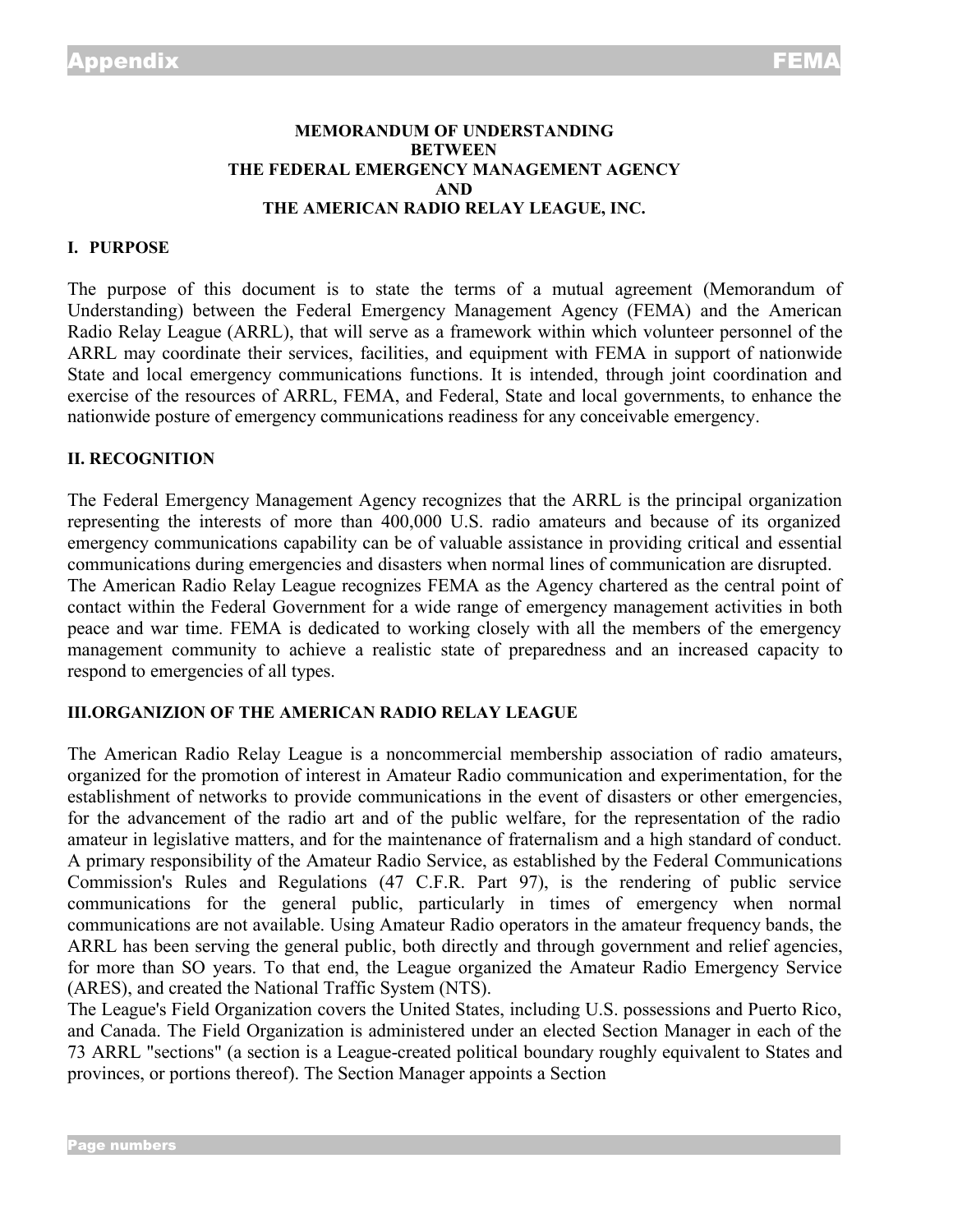**MEMORANDUM OF UNDERSTANDING**
**BETWEEN**
**THE FEDERAL EMERGENCY MANAGEMENT AGENCY**
**AND**
**THE AMERICAN RADIO RELAY LEAGUE, INC.**

## I. PURPOSE

The purpose of this document is to state the terms of a mutual agreement (Memorandum of Understanding) between the Federal Emergency Management Agency (FEMA) and the American Radio Relay League (ARRL), that will serve as a framework within which volunteer personnel of the ARRL may coordinate their services, facilities, and equipment with FEMA in support of nationwide State and local emergency communications functions. It is intended, through joint coordination and exercise of the resources of ARRL, FEMA, and Federal, State and local governments, to enhance the nationwide posture of emergency communications readiness for any conceivable emergency.

## II. RECOGNITION

The Federal Emergency Management Agency recognizes that the ARRL is the principal organization representing the interests of more than 400,000 U.S. radio amateurs and because of its organized emergency communications capability can be of valuable assistance in providing critical and essential communications during emergencies and disasters when normal lines of communication are disrupted.
The American Radio Relay League recognizes FEMA as the Agency chartered as the central point of contact within the Federal Government for a wide range of emergency management activities in both peace and war time. FEMA is dedicated to working closely with all the members of the emergency management community to achieve a realistic state of preparedness and an increased capacity to respond to emergencies of all types.

## III.ORGANIZION OF THE AMERICAN RADIO RELAY LEAGUE

The American Radio Relay League is a noncommercial membership association of radio amateurs, organized for the promotion of interest in Amateur Radio communication and experimentation, for the establishment of networks to provide communications in the event of disasters or other emergencies, for the advancement of the radio art and of the public welfare, for the representation of the radio amateur in legislative matters, and for the maintenance of fraternalism and a high standard of conduct.
A primary responsibility of the Amateur Radio Service, as established by the Federal Communications Commission's Rules and Regulations (47 C.F.R. Part 97), is the rendering of public service communications for the general public, particularly in times of emergency when normal communications are not available. Using Amateur Radio operators in the amateur frequency bands, the ARRL has been serving the general public, both directly and through government and relief agencies, for more than SO years. To that end, the League organized the Amateur Radio Emergency Service (ARES), and created the National Traffic System (NTS).
The League's Field Organization covers the United States, including U.S. possessions and Puerto Rico, and Canada. The Field Organization is administered under an elected Section Manager in each of the 73 ARRL "sections" (a section is a League-created political boundary roughly equivalent to States and provinces, or portions thereof). The Section Manager appoints a Section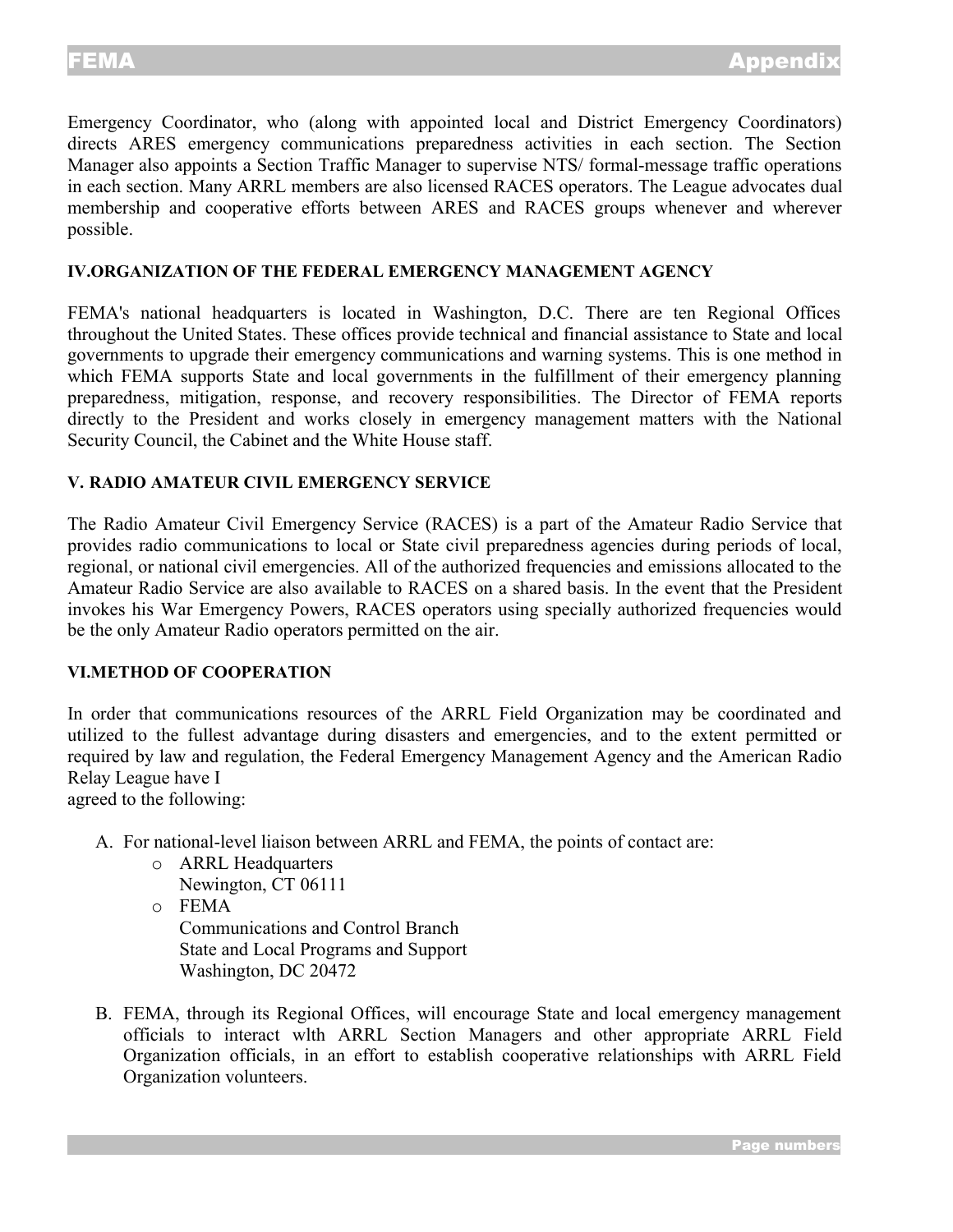Emergency Coordinator, who (along with appointed local and District Emergency Coordinators) directs ARES emergency communications preparedness activities in each section. The Section Manager also appoints a Section Traffic Manager to supervise NTS/ formal-message traffic operations in each section. Many ARRL members are also licensed RACES operators. The League advocates dual membership and cooperative efforts between ARES and RACES groups whenever and wherever possible.

**IV.ORGANIZATION OF THE FEDERAL EMERGENCY MANAGEMENT AGENCY**

FEMA's national headquarters is located in Washington, D.C. There are ten Regional Offices throughout the United States. These offices provide technical and financial assistance to State and local governments to upgrade their emergency communications and warning systems. This is one method in which FEMA supports State and local governments in the fulfillment of their emergency planning preparedness, mitigation, response, and recovery responsibilities. The Director of FEMA reports directly to the President and works closely in emergency management matters with the National Security Council, the Cabinet and the White House staff.

**V. RADIO AMATEUR CIVIL EMERGENCY SERVICE**

The Radio Amateur Civil Emergency Service (RACES) is a part of the Amateur Radio Service that provides radio communications to local or State civil preparedness agencies during periods of local, regional, or national civil emergencies. All of the authorized frequencies and emissions allocated to the Amateur Radio Service are also available to RACES on a shared basis. In the event that the President invokes his War Emergency Powers, RACES operators using specially authorized frequencies would be the only Amateur Radio operators permitted on the air.

**VI.METHOD OF COOPERATION**

In order that communications resources of the ARRL Field Organization may be coordinated and utilized to the fullest advantage during disasters and emergencies, and to the extent permitted or required by law and regulation, the Federal Emergency Management Agency and the American Radio Relay League have I
agreed to the following:

A. For national-level liaison between ARRL and FEMA, the points of contact are:
    - ARRL Headquarters
      Newington, CT 06111
    - FEMA
      Communications and Control Branch
      State and Local Programs and Support
      Washington, DC 20472

B. FEMA, through its Regional Offices, will encourage State and local emergency management officials to interact wlth ARRL Section Managers and other appropriate ARRL Field Organization officials, in an effort to establish cooperative relationships with ARRL Field Organization volunteers.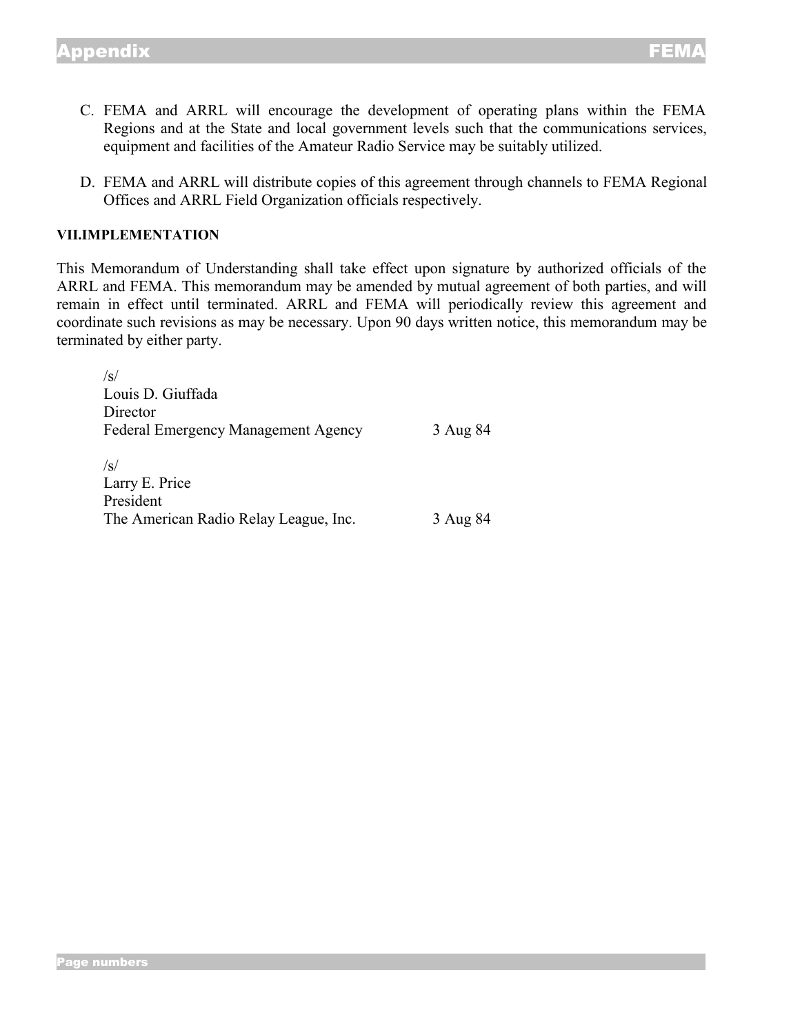C. FEMA and ARRL will encourage the development of operating plans within the FEMA Regions and at the State and local government levels such that the communications services, equipment and facilities of the Amateur Radio Service may be suitably utilized.

D. FEMA and ARRL will distribute copies of this agreement through channels to FEMA Regional Offices and ARRL Field Organization officials respectively.

**VII.IMPLEMENTATION**

This Memorandum of Understanding shall take effect upon signature by authorized officials of the ARRL and FEMA. This memorandum may be amended by mutual agreement of both parties, and will remain in effect until terminated. ARRL and FEMA will periodically review this agreement and coordinate such revisions as may be necessary. Upon 90 days written notice, this memorandum may be terminated by either party.

/s/
Louis D. Giuffada
Director
Federal Emergency Management Agency 3 Aug 84

/s/
Larry E. Price
President
The American Radio Relay League, Inc. 3 Aug 84